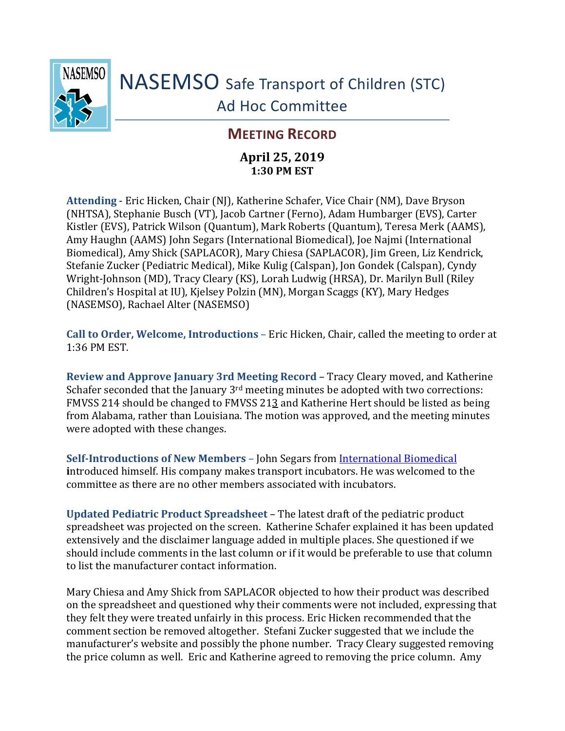# NASEMSO Safe Transport of Children (STC) Ad Hoc Committee

## MEETING RECORD

**April 25, 2019**
**1:30 PM EST**

**Attending** - Eric Hicken, Chair (NJ), Katherine Schafer, Vice Chair (NM), Dave Bryson (NHTSA), Stephanie Busch (VT), Jacob Cartner (Ferno), Adam Humbarger (EVS), Carter Kistler (EVS), Patrick Wilson (Quantum), Mark Roberts (Quantum), Teresa Merk (AAMS), Amy Haughn (AAMS) John Segars (International Biomedical), Joe Najmi (International Biomedical), Amy Shick (SAPLACOR), Mary Chiesa (SAPLACOR), Jim Green, Liz Kendrick, Stefanie Zucker (Pediatric Medical), Mike Kulig (Calspan), Jon Gondek (Calspan), Cyndy Wright-Johnson (MD), Tracy Cleary (KS), Lorah Ludwig (HRSA), Dr. Marilyn Bull (Riley Children's Hospital at IU), Kjelsey Polzin (MN), Morgan Scaggs (KY), Mary Hedges (NASEMSO), Rachael Alter (NASEMSO)

**Call to Order, Welcome, Introductions** – Eric Hicken, Chair, called the meeting to order at 1:36 PM EST.

**Review and Approve January 3rd Meeting Record** – Tracy Cleary moved, and Katherine Schafer seconded that the January 3rd meeting minutes be adopted with two corrections: FMVSS 214 should be changed to FMVSS 213 and Katherine Hert should be listed as being from Alabama, rather than Louisiana. The motion was approved, and the meeting minutes were adopted with these changes.

**Self-Introductions of New Members** – John Segars from International Biomedical introduced himself. His company makes transport incubators. He was welcomed to the committee as there are no other members associated with incubators.

**Updated Pediatric Product Spreadsheet** – The latest draft of the pediatric product spreadsheet was projected on the screen. Katherine Schafer explained it has been updated extensively and the disclaimer language added in multiple places. She questioned if we should include comments in the last column or if it would be preferable to use that column to list the manufacturer contact information.

Mary Chiesa and Amy Shick from SAPLACOR objected to how their product was described on the spreadsheet and questioned why their comments were not included, expressing that they felt they were treated unfairly in this process. Eric Hicken recommended that the comment section be removed altogether. Stefani Zucker suggested that we include the manufacturer's website and possibly the phone number. Tracy Cleary suggested removing the price column as well. Eric and Katherine agreed to removing the price column. Amy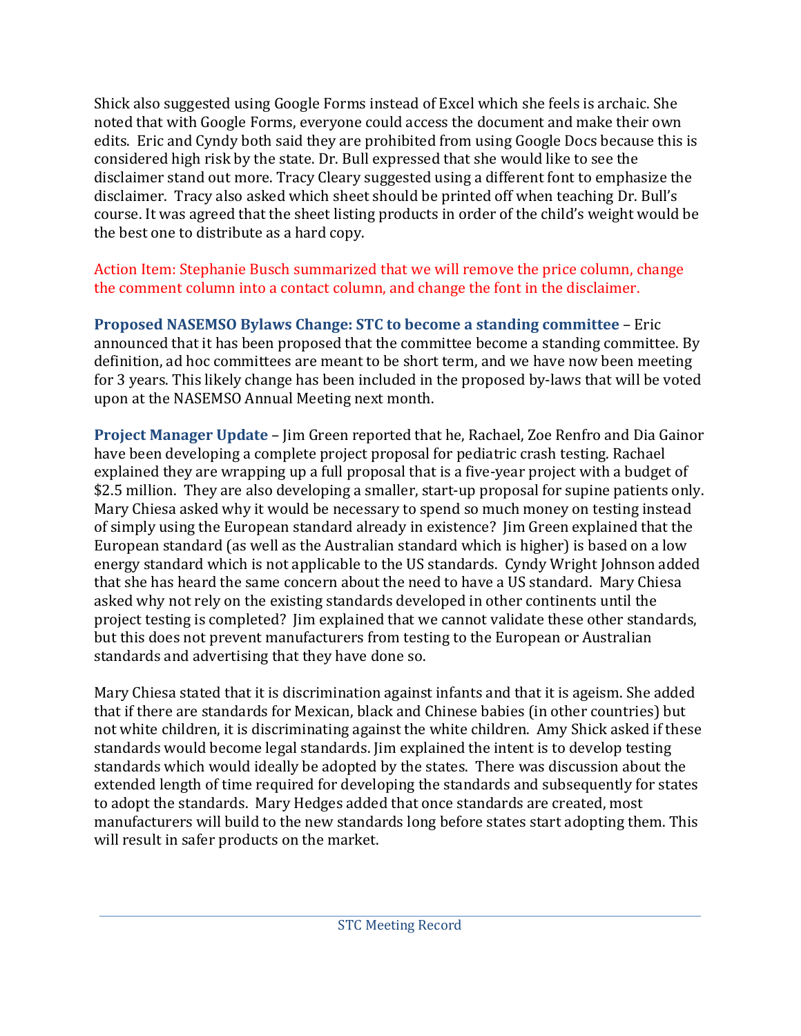Shick also suggested using Google Forms instead of Excel which she feels is archaic. She noted that with Google Forms, everyone could access the document and make their own edits. Eric and Cyndy both said they are prohibited from using Google Docs because this is considered high risk by the state. Dr. Bull expressed that she would like to see the disclaimer stand out more. Tracy Cleary suggested using a different font to emphasize the disclaimer. Tracy also asked which sheet should be printed off when teaching Dr. Bull's course. It was agreed that the sheet listing products in order of the child's weight would be the best one to distribute as a hard copy.

Action Item: Stephanie Busch summarized that we will remove the price column, change the comment column into a contact column, and change the font in the disclaimer.

**Proposed NASEMSO Bylaws Change: STC to become a standing committee** – Eric announced that it has been proposed that the committee become a standing committee. By definition, ad hoc committees are meant to be short term, and we have now been meeting for 3 years. This likely change has been included in the proposed by-laws that will be voted upon at the NASEMSO Annual Meeting next month.

**Project Manager Update** – Jim Green reported that he, Rachael, Zoe Renfro and Dia Gainor have been developing a complete project proposal for pediatric crash testing. Rachael explained they are wrapping up a full proposal that is a five-year project with a budget of $2.5 million. They are also developing a smaller, start-up proposal for supine patients only. Mary Chiesa asked why it would be necessary to spend so much money on testing instead of simply using the European standard already in existence? Jim Green explained that the European standard (as well as the Australian standard which is higher) is based on a low energy standard which is not applicable to the US standards. Cyndy Wright Johnson added that she has heard the same concern about the need to have a US standard. Mary Chiesa asked why not rely on the existing standards developed in other continents until the project testing is completed? Jim explained that we cannot validate these other standards, but this does not prevent manufacturers from testing to the European or Australian standards and advertising that they have done so.

Mary Chiesa stated that it is discrimination against infants and that it is ageism. She added that if there are standards for Mexican, black and Chinese babies (in other countries) but not white children, it is discriminating against the white children. Amy Shick asked if these standards would become legal standards. Jim explained the intent is to develop testing standards which would ideally be adopted by the states. There was discussion about the extended length of time required for developing the standards and subsequently for states to adopt the standards. Mary Hedges added that once standards are created, most manufacturers will build to the new standards long before states start adopting them. This will result in safer products on the market.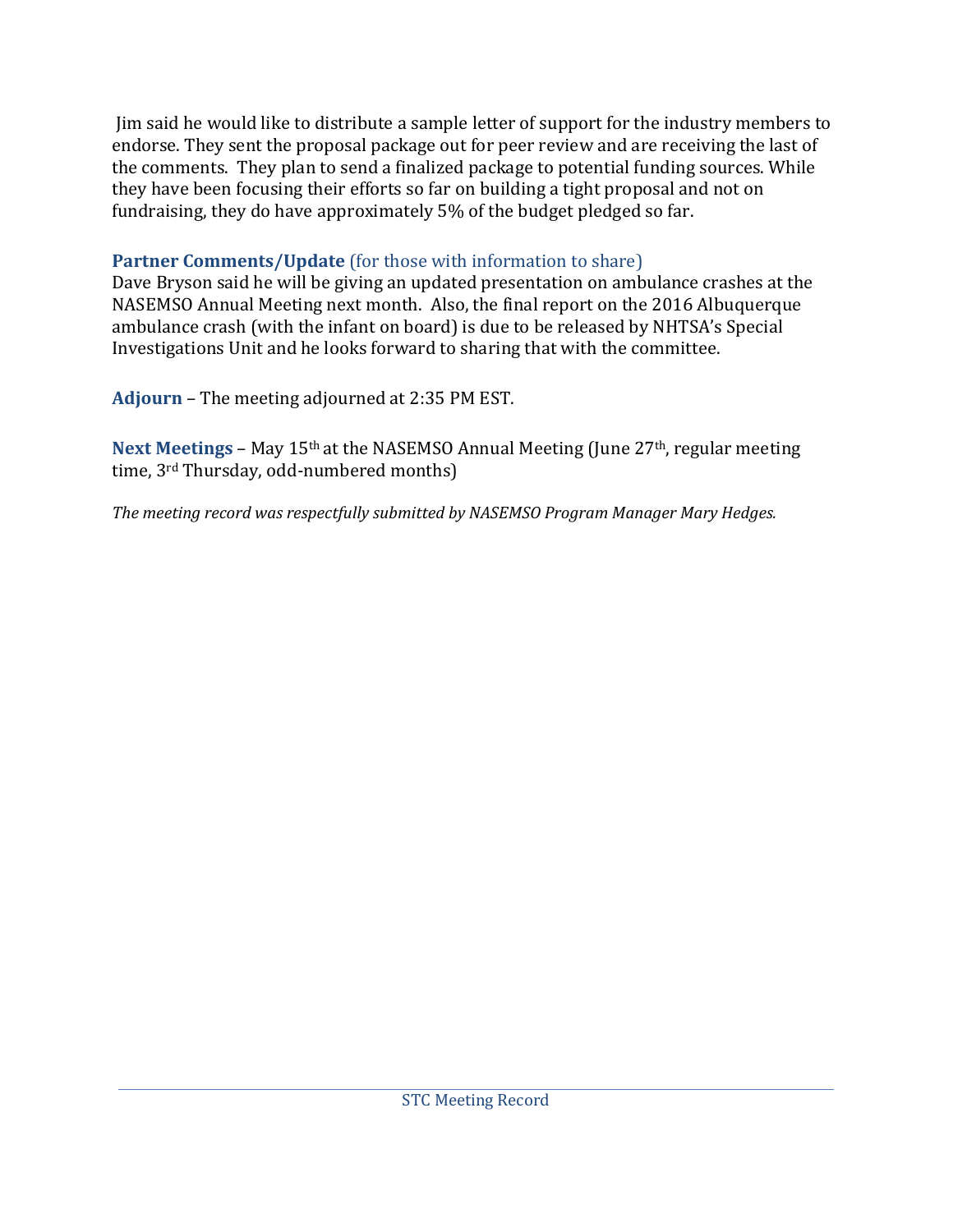Jim said he would like to distribute a sample letter of support for the industry members to endorse. They sent the proposal package out for peer review and are receiving the last of the comments. They plan to send a finalized package to potential funding sources. While they have been focusing their efforts so far on building a tight proposal and not on fundraising, they do have approximately 5% of the budget pledged so far.

**Partner Comments/Update** (for those with information to share)
Dave Bryson said he will be giving an updated presentation on ambulance crashes at the NASEMSO Annual Meeting next month. Also, the final report on the 2016 Albuquerque ambulance crash (with the infant on board) is due to be released by NHTSA's Special Investigations Unit and he looks forward to sharing that with the committee.

**Adjourn** – The meeting adjourned at 2:35 PM EST.

**Next Meetings** – May 15th at the NASEMSO Annual Meeting (June 27th, regular meeting time, 3rd Thursday, odd-numbered months)

*The meeting record was respectfully submitted by NASEMSO Program Manager Mary Hedges.*